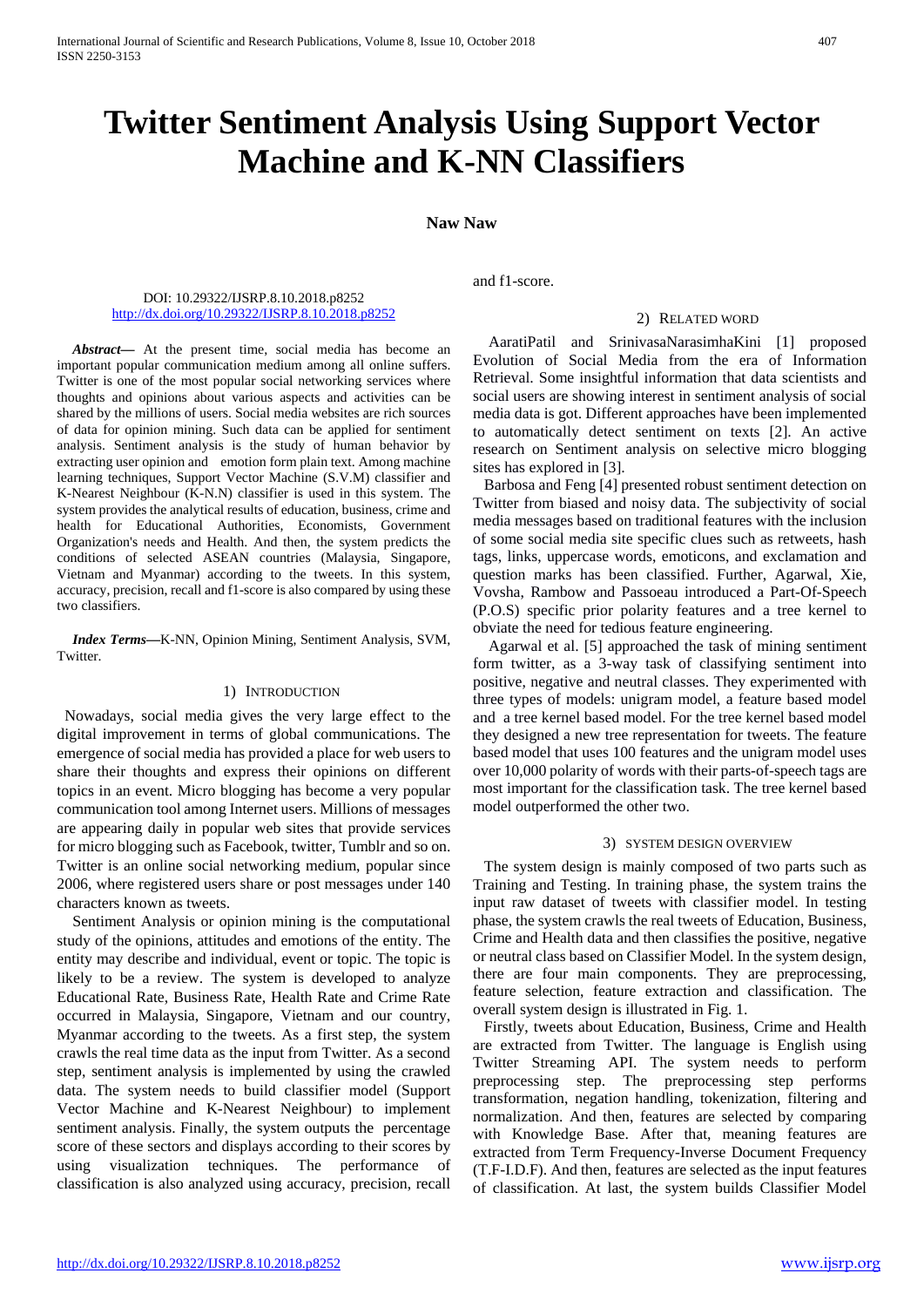# Twitter Sentiment Analysis Using Support Vector Machine and K-NN Classifiers

**Naw Naw**

DOI: 10.29322/IJSRP.8.10.2018.p8252
http://dx.doi.org/10.29322/IJSRP.8.10.2018.p8252

***Abstract—*** At the present time, social media has become an important popular communication medium among all online suffers. Twitter is one of the most popular social networking services where thoughts and opinions about various aspects and activities can be shared by the millions of users. Social media websites are rich sources of data for opinion mining. Such data can be applied for sentiment analysis. Sentiment analysis is the study of human behavior by extracting user opinion and emotion form plain text. Among machine learning techniques, Support Vector Machine (S.V.M) classifier and K-Nearest Neighbour (K-N.N) classifier is used in this system. The system provides the analytical results of education, business, crime and health for Educational Authorities, Economists, Government Organization's needs and Health. And then, the system predicts the conditions of selected ASEAN countries (Malaysia, Singapore, Vietnam and Myanmar) according to the tweets. In this system, accuracy, precision, recall and f1-score is also compared by using these two classifiers.

***Index Terms—***K-NN, Opinion Mining, Sentiment Analysis, SVM, Twitter.

## 1) Introduction

Nowadays, social media gives the very large effect to the digital improvement in terms of global communications. The emergence of social media has provided a place for web users to share their thoughts and express their opinions on different topics in an event. Micro blogging has become a very popular communication tool among Internet users. Millions of messages are appearing daily in popular web sites that provide services for micro blogging such as Facebook, twitter, Tumblr and so on. Twitter is an online social networking medium, popular since 2006, where registered users share or post messages under 140 characters known as tweets.

Sentiment Analysis or opinion mining is the computational study of the opinions, attitudes and emotions of the entity. The entity may describe and individual, event or topic. The topic is likely to be a review. The system is developed to analyze Educational Rate, Business Rate, Health Rate and Crime Rate occurred in Malaysia, Singapore, Vietnam and our country, Myanmar according to the tweets. As a first step, the system crawls the real time data as the input from Twitter. As a second step, sentiment analysis is implemented by using the crawled data. The system needs to build classifier model (Support Vector Machine and K-Nearest Neighbour) to implement sentiment analysis. Finally, the system outputs the percentage score of these sectors and displays according to their scores by using visualization techniques. The performance of classification is also analyzed using accuracy, precision, recall and f1-score.

## 2) Related Word

AaratiPatil and SrinivasaNarasimhaKini [1] proposed Evolution of Social Media from the era of Information Retrieval. Some insightful information that data scientists and social users are showing interest in sentiment analysis of social media data is got. Different approaches have been implemented to automatically detect sentiment on texts [2]. An active research on Sentiment analysis on selective micro blogging sites has explored in [3].

Barbosa and Feng [4] presented robust sentiment detection on Twitter from biased and noisy data. The subjectivity of social media messages based on traditional features with the inclusion of some social media site specific clues such as retweets, hash tags, links, uppercase words, emoticons, and exclamation and question marks has been classified. Further, Agarwal, Xie, Vovsha, Rambow and Passoeau introduced a Part-Of-Speech (P.O.S) specific prior polarity features and a tree kernel to obviate the need for tedious feature engineering.

Agarwal et al. [5] approached the task of mining sentiment form twitter, as a 3-way task of classifying sentiment into positive, negative and neutral classes. They experimented with three types of models: unigram model, a feature based model and a tree kernel based model. For the tree kernel based model they designed a new tree representation for tweets. The feature based model that uses 100 features and the unigram model uses over 10,000 polarity of words with their parts-of-speech tags are most important for the classification task. The tree kernel based model outperformed the other two.

## 3) System Design Overview

The system design is mainly composed of two parts such as Training and Testing. In training phase, the system trains the input raw dataset of tweets with classifier model. In testing phase, the system crawls the real tweets of Education, Business, Crime and Health data and then classifies the positive, negative or neutral class based on Classifier Model. In the system design, there are four main components. They are preprocessing, feature selection, feature extraction and classification. The overall system design is illustrated in Fig. 1.

Firstly, tweets about Education, Business, Crime and Health are extracted from Twitter. The language is English using Twitter Streaming API. The system needs to perform preprocessing step. The preprocessing step performs transformation, negation handling, tokenization, filtering and normalization. And then, features are selected by comparing with Knowledge Base. After that, meaning features are extracted from Term Frequency-Inverse Document Frequency (T.F-I.D.F). And then, features are selected as the input features of classification. At last, the system builds Classifier Model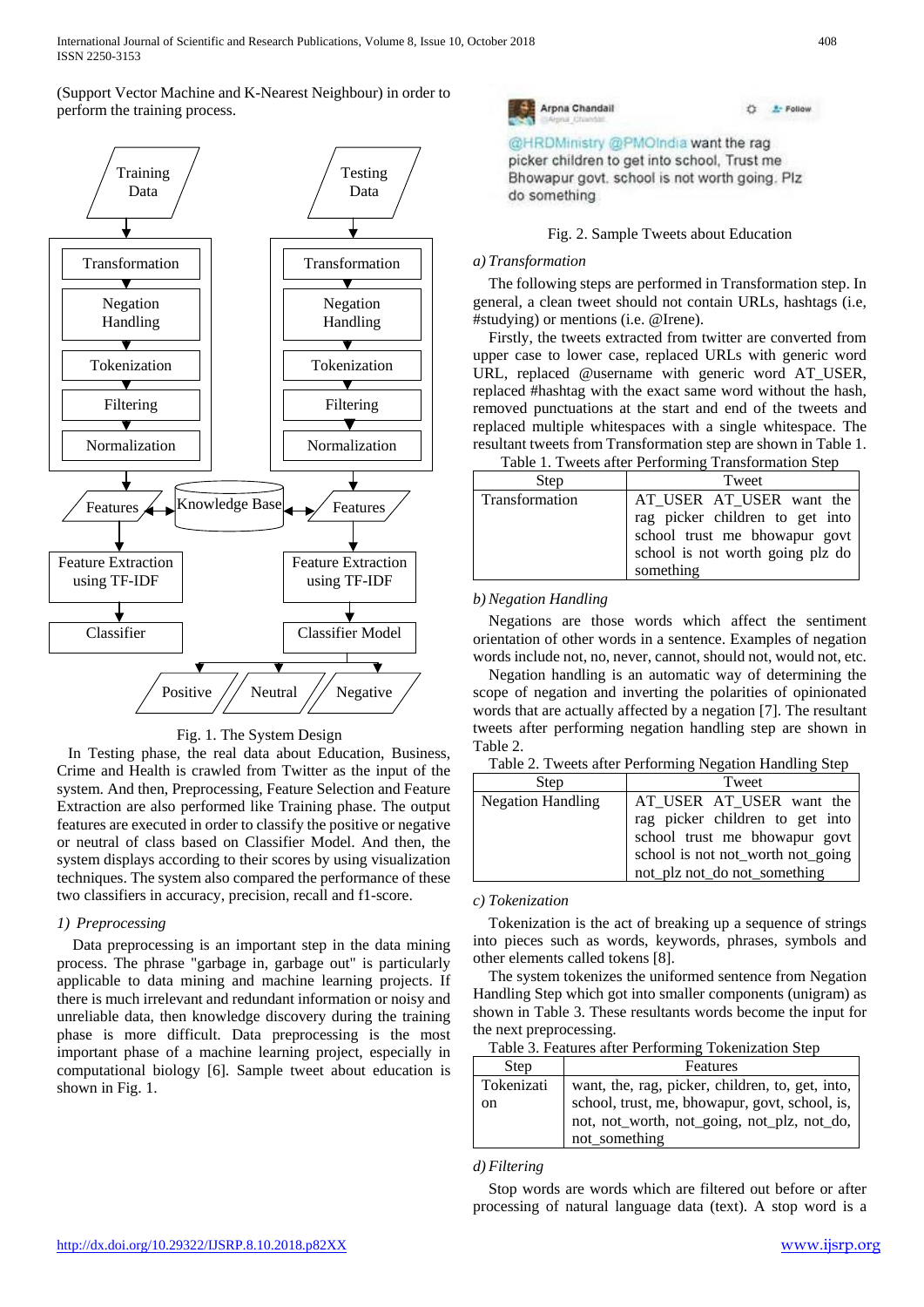(Support Vector Machine and K-Nearest Neighbour) in order to perform the training process.

Fig. 1. The System Design

In Testing phase, the real data about Education, Business, Crime and Health is crawled from Twitter as the input of the system. And then, Preprocessing, Feature Selection and Feature Extraction are also performed like Training phase. The output features are executed in order to classify the positive or negative or neutral of class based on Classifier Model. And then, the system displays according to their scores by using visualization techniques. The system also compared the performance of these two classifiers in accuracy, precision, recall and f1-score.

*1) Preprocessing*

Data preprocessing is an important step in the data mining process. The phrase "garbage in, garbage out" is particularly applicable to data mining and machine learning projects. If there is much irrelevant and redundant information or noisy and unreliable data, then knowledge discovery during the training phase is more difficult. Data preprocessing is the most important phase of a machine learning project, especially in computational biology [6]. Sample tweet about education is shown in Fig. 1.

Fig. 2. Sample Tweets about Education

*a) Transformation*

The following steps are performed in Transformation step. In general, a clean tweet should not contain URLs, hashtags (i.e, #studying) or mentions (i.e. @Irene).

Firstly, the tweets extracted from twitter are converted from upper case to lower case, replaced URLs with generic word URL, replaced @username with generic word AT_USER, replaced #hashtag with the exact same word without the hash, removed punctuations at the start and end of the tweets and replaced multiple whitespaces with a single whitespace. The resultant tweets from Transformation step are shown in Table 1.

Table 1. Tweets after Performing Transformation Step

| Step | Tweet |
|---|---|
| Transformation | AT_USER AT_USER want the rag picker children to get into school trust me bhowapur govt school is not worth going plz do something |

*b) Negation Handling*

Negations are those words which affect the sentiment orientation of other words in a sentence. Examples of negation words include not, no, never, cannot, should not, would not, etc.

Negation handling is an automatic way of determining the scope of negation and inverting the polarities of opinionated words that are actually affected by a negation [7]. The resultant tweets after performing negation handling step are shown in Table 2.

Table 2. Tweets after Performing Negation Handling Step

| Step | Tweet |
|---|---|
| Negation Handling | AT_USER AT_USER want the rag picker children to get into school trust me bhowapur govt school is not not_worth not_going not_plz not_do not_something |

*c) Tokenization*

Tokenization is the act of breaking up a sequence of strings into pieces such as words, keywords, phrases, symbols and other elements called tokens [8].

The system tokenizes the uniformed sentence from Negation Handling Step which got into smaller components (unigram) as shown in Table 3. These resultants words become the input for the next preprocessing.

Table 3. Features after Performing Tokenization Step

| Step | Features |
|---|---|
| Tokenization | want, the, rag, picker, children, to, get, into, school, trust, me, bhowapur, govt, school, is, not, not_worth, not_going, not_plz, not_do, not_something |

*d) Filtering*

Stop words are words which are filtered out before or after processing of natural language data (text). A stop word is a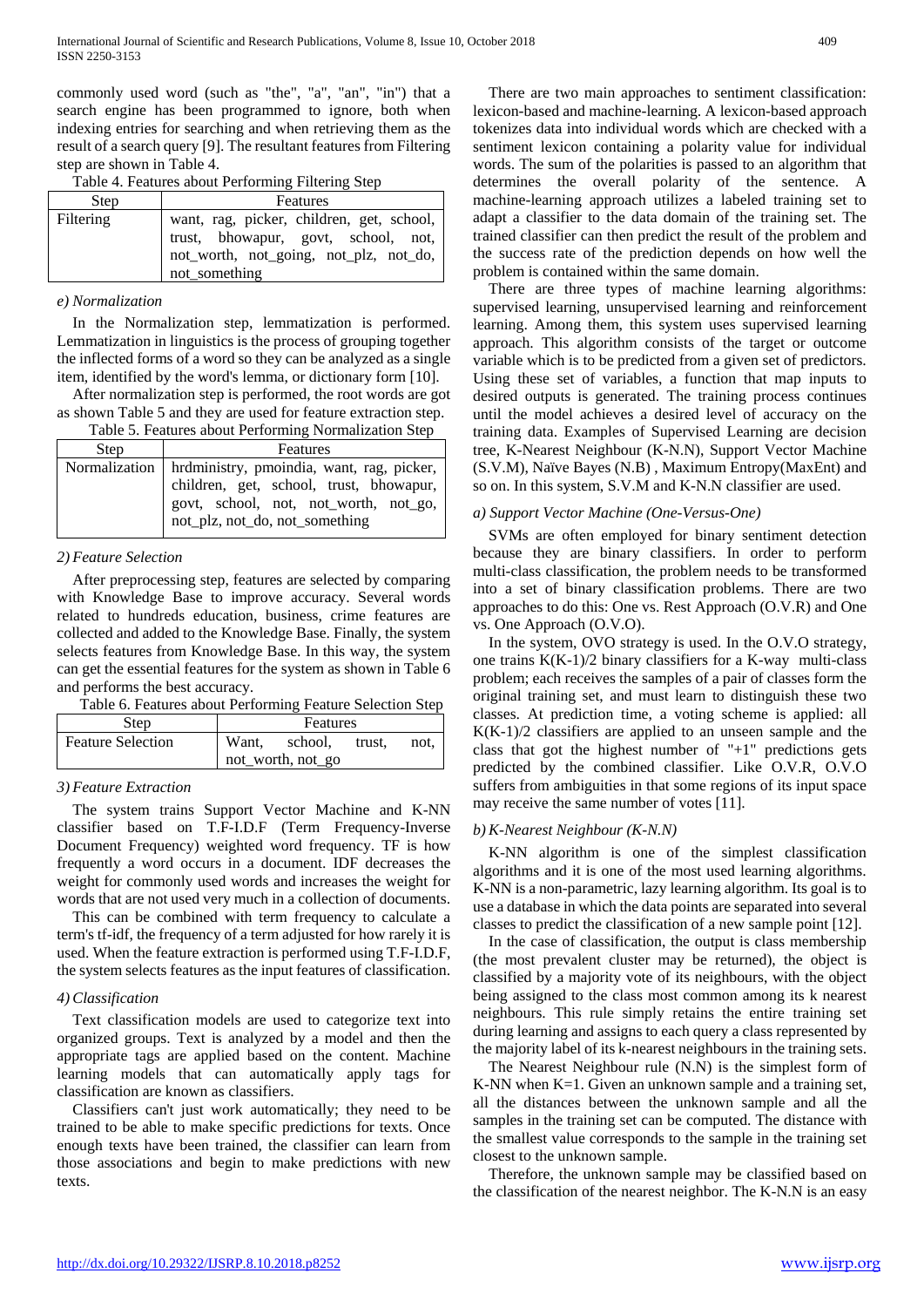commonly used word (such as "the", "a", "an", "in") that a search engine has been programmed to ignore, both when indexing entries for searching and when retrieving them as the result of a search query [9]. The resultant features from Filtering step are shown in Table 4.

Table 4. Features about Performing Filtering Step

| Step | Features |
|---|---|
| Filtering | want, rag, picker, children, get, school, trust, bhowapur, govt, school, not, not_worth, not_going, not_plz, not_do, not_something |

#### e) Normalization

In the Normalization step, lemmatization is performed. Lemmatization in linguistics is the process of grouping together the inflected forms of a word so they can be analyzed as a single item, identified by the word's lemma, or dictionary form [10].

After normalization step is performed, the root words are got as shown Table 5 and they are used for feature extraction step.

Table 5. Features about Performing Normalization Step

| Step | Features |
|---|---|
| Normalization | hrdministry, pmoindia, want, rag, picker, children, get, school, trust, bhowapur, govt, school, not, not_worth, not_go, not_plz, not_do, not_something |

### 2) Feature Selection

After preprocessing step, features are selected by comparing with Knowledge Base to improve accuracy. Several words related to hundreds education, business, crime features are collected and added to the Knowledge Base. Finally, the system selects features from Knowledge Base. In this way, the system can get the essential features for the system as shown in Table 6 and performs the best accuracy.

Table 6. Features about Performing Feature Selection Step

| Step | Features |
|---|---|
| Feature Selection | Want, school, trust, not, not_worth, not_go |

### 3) Feature Extraction

The system trains Support Vector Machine and K-NN classifier based on T.F-I.D.F (Term Frequency-Inverse Document Frequency) weighted word frequency. TF is how frequently a word occurs in a document. IDF decreases the weight for commonly used words and increases the weight for words that are not used very much in a collection of documents.

This can be combined with term frequency to calculate a term's tf-idf, the frequency of a term adjusted for how rarely it is used. When the feature extraction is performed using T.F-I.D.F, the system selects features as the input features of classification.

### 4) Classification

Text classification models are used to categorize text into organized groups. Text is analyzed by a model and then the appropriate tags are applied based on the content. Machine learning models that can automatically apply tags for classification are known as classifiers.

Classifiers can't just work automatically; they need to be trained to be able to make specific predictions for texts. Once enough texts have been trained, the classifier can learn from those associations and begin to make predictions with new texts.

There are two main approaches to sentiment classification: lexicon-based and machine-learning. A lexicon-based approach tokenizes data into individual words which are checked with a sentiment lexicon containing a polarity value for individual words. The sum of the polarities is passed to an algorithm that determines the overall polarity of the sentence. A machine-learning approach utilizes a labeled training set to adapt a classifier to the data domain of the training set. The trained classifier can then predict the result of the problem and the success rate of the prediction depends on how well the problem is contained within the same domain.

There are three types of machine learning algorithms: supervised learning, unsupervised learning and reinforcement learning. Among them, this system uses supervised learning approach. This algorithm consists of the target or outcome variable which is to be predicted from a given set of predictors. Using these set of variables, a function that map inputs to desired outputs is generated. The training process continues until the model achieves a desired level of accuracy on the training data. Examples of Supervised Learning are decision tree, K-Nearest Neighbour (K-N.N), Support Vector Machine (S.V.M), Naïve Bayes (N.B) , Maximum Entropy(MaxEnt) and so on. In this system, S.V.M and K-N.N classifier are used.

#### a) Support Vector Machine (One-Versus-One)

SVMs are often employed for binary sentiment detection because they are binary classifiers. In order to perform multi-class classification, the problem needs to be transformed into a set of binary classification problems. There are two approaches to do this: One vs. Rest Approach (O.V.R) and One vs. One Approach (O.V.O).

In the system, OVO strategy is used. In the O.V.O strategy, one trains $K(K-1)/2$ binary classifiers for a K-way multi-class problem; each receives the samples of a pair of classes form the original training set, and must learn to distinguish these two classes. At prediction time, a voting scheme is applied: all $K(K-1)/2$ classifiers are applied to an unseen sample and the class that got the highest number of "+1" predictions gets predicted by the combined classifier. Like O.V.R, O.V.O suffers from ambiguities in that some regions of its input space may receive the same number of votes [11].

#### b) K-Nearest Neighbour (K-N.N)

K-NN algorithm is one of the simplest classification algorithms and it is one of the most used learning algorithms. K-NN is a non-parametric, lazy learning algorithm. Its goal is to use a database in which the data points are separated into several classes to predict the classification of a new sample point [12].

In the case of classification, the output is class membership (the most prevalent cluster may be returned), the object is classified by a majority vote of its neighbours, with the object being assigned to the class most common among its k nearest neighbours. This rule simply retains the entire training set during learning and assigns to each query a class represented by the majority label of its k-nearest neighbours in the training sets.

The Nearest Neighbour rule (N.N) is the simplest form of K-NN when K=1. Given an unknown sample and a training set, all the distances between the unknown sample and all the samples in the training set can be computed. The distance with the smallest value corresponds to the sample in the training set closest to the unknown sample.

Therefore, the unknown sample may be classified based on the classification of the nearest neighbor. The K-N.N is an easy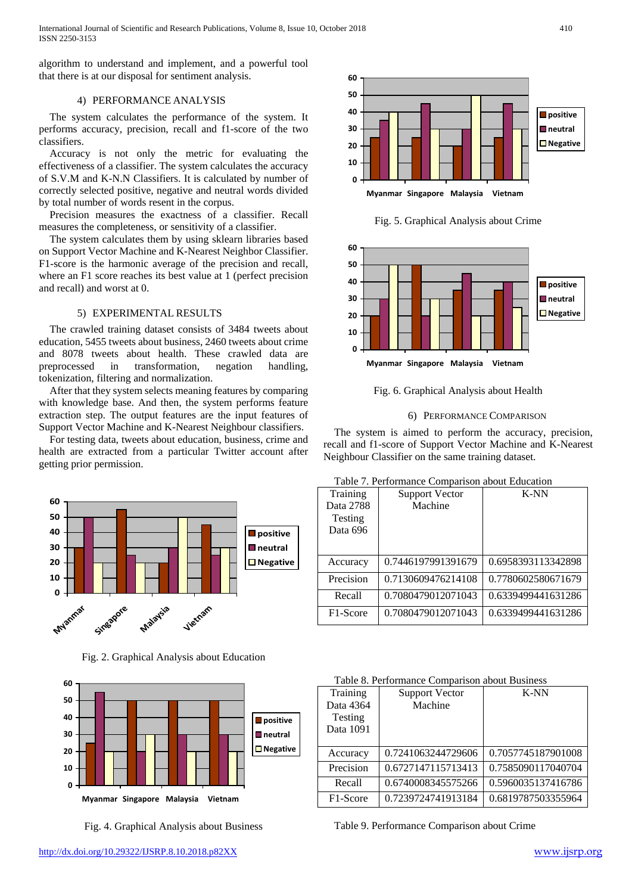algorithm to understand and implement, and a powerful tool that there is at our disposal for sentiment analysis.

### 4) PERFORMANCE ANALYSIS

The system calculates the performance of the system. It performs accuracy, precision, recall and f1-score of the two classifiers.

Accuracy is not only the metric for evaluating the effectiveness of a classifier. The system calculates the accuracy of S.V.M and K-N.N Classifiers. It is calculated by number of correctly selected positive, negative and neutral words divided by total number of words resent in the corpus.

Precision measures the exactness of a classifier. Recall measures the completeness, or sensitivity of a classifier.

The system calculates them by using sklearn libraries based on Support Vector Machine and K-Nearest Neighbor Classifier. F1-score is the harmonic average of the precision and recall, where an F1 score reaches its best value at 1 (perfect precision and recall) and worst at 0.

### 5) EXPERIMENTAL RESULTS

The crawled training dataset consists of 3484 tweets about education, 5455 tweets about business, 2460 tweets about crime and 8078 tweets about health. These crawled data are preprocessed in transformation, negation handling, tokenization, filtering and normalization.

After that they system selects meaning features by comparing with knowledge base. And then, the system performs feature extraction step. The output features are the input features of Support Vector Machine and K-Nearest Neighbour classifiers.

For testing data, tweets about education, business, crime and health are extracted from a particular Twitter account after getting prior permission.

60
50
40
30
20
10
0
positive
neutral
Negative
Myanmar Singapore Malaysia Vietnam

Fig. 2. Graphical Analysis about Education

60
50
40
30
20
10
0
positive
neutral
Negative
Myanmar Singapore Malaysia Vietnam

Fig. 4. Graphical Analysis about Business

60
50
40
30
20
10
0
positive
neutral
Negative
Myanmar Singapore Malaysia Vietnam

Fig. 5. Graphical Analysis about Crime

60
50
40
30
20
10
0
positive
neutral
Negative
Myanmar Singapore Malaysia Vietnam

Fig. 6. Graphical Analysis about Health

### 6) PERFORMANCE COMPARISON

The system is aimed to perform the accuracy, precision, recall and f1-score of Support Vector Machine and K-Nearest Neighbour Classifier on the same training dataset.

Table 7. Performance Comparison about Education

| Training Data 2788 Testing Data 696 | Support Vector Machine | K-NN |
|---|---|---|
| Accuracy | 0.7446197991391679 | 0.6958393113342898 |
| Precision | 0.7130609476214108 | 0.7780602580671679 |
| Recall | 0.7080479012071043 | 0.6339499441631286 |
| F1-Score | 0.7080479012071043 | 0.6339499441631286 |

Table 8. Performance Comparison about Business

| Training Data 4364 Testing Data 1091 | Support Vector Machine | K-NN |
|---|---|---|
| Accuracy | 0.7241063244729606 | 0.7057745187901008 |
| Precision | 0.6727147115713413 | 0.7585090117040704 |
| Recall | 0.6740008345575266 | 0.5960035137416786 |
| F1-Score | 0.7239724741913184 | 0.6819787503355964 |

Table 9. Performance Comparison about Crime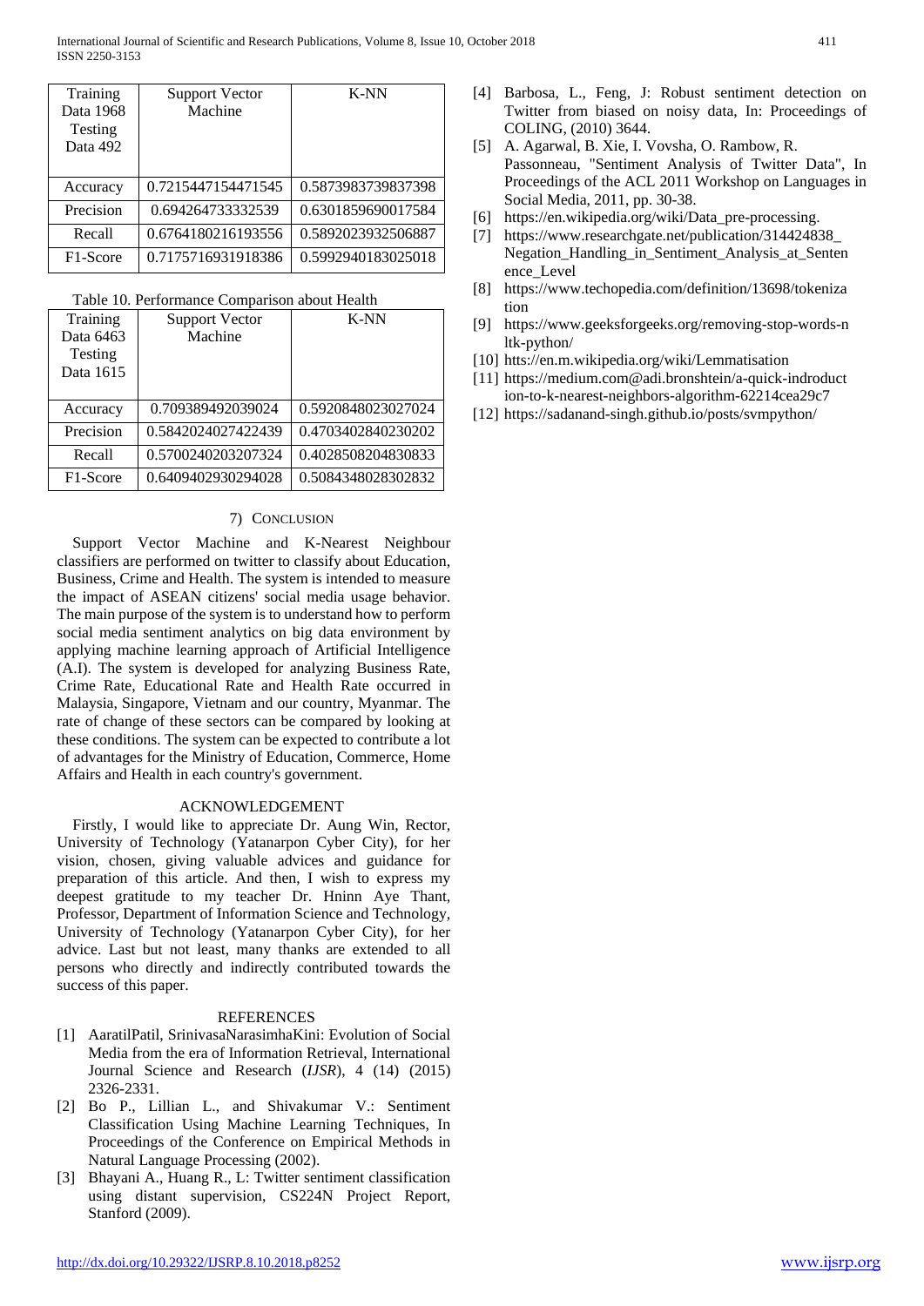| Training Data 1968 Testing Data 492 | Support Vector Machine | K-NN |
|---|---|---|
| Accuracy | 0.7215447154471545 | 0.5873983739837398 |
| Precision | 0.694264733332539 | 0.6301859690017584 |
| Recall | 0.6764180216193556 | 0.5892023932506887 |
| F1-Score | 0.7175716931918386 | 0.5992940183025018 |

Table 10. Performance Comparison about Health

| Training Data 6463 Testing Data 1615 | Support Vector Machine | K-NN |
|---|---|---|
| Accuracy | 0.709389492039024 | 0.5920848023027024 |
| Precision | 0.5842024027422439 | 0.4703402840230202 |
| Recall | 0.5700240203207324 | 0.4028508204830833 |
| F1-Score | 0.6409402930294028 | 0.5084348028302832 |

## 7) Conclusion

Support Vector Machine and K-Nearest Neighbour classifiers are performed on twitter to classify about Education, Business, Crime and Health. The system is intended to measure the impact of ASEAN citizens' social media usage behavior. The main purpose of the system is to understand how to perform social media sentiment analytics on big data environment by applying machine learning approach of Artificial Intelligence (A.I). The system is developed for analyzing Business Rate, Crime Rate, Educational Rate and Health Rate occurred in Malaysia, Singapore, Vietnam and our country, Myanmar. The rate of change of these sectors can be compared by looking at these conditions. The system can be expected to contribute a lot of advantages for the Ministry of Education, Commerce, Home Affairs and Health in each country's government.

## Acknowledgement

Firstly, I would like to appreciate Dr. Aung Win, Rector, University of Technology (Yatanarpon Cyber City), for her vision, chosen, giving valuable advices and guidance for preparation of this article. And then, I wish to express my deepest gratitude to my teacher Dr. Hninn Aye Thant, Professor, Department of Information Science and Technology, University of Technology (Yatanarpon Cyber City), for her advice. Last but not least, many thanks are extended to all persons who directly and indirectly contributed towards the success of this paper.

## References

[1] AaratilPatil, SrinivasaNarasimhaKini: Evolution of Social Media from the era of Information Retrieval, International Journal Science and Research (*IJSR*), 4 (14) (2015) 2326-2331.

[2] Bo P., Lillian L., and Shivakumar V.: Sentiment Classification Using Machine Learning Techniques, In Proceedings of the Conference on Empirical Methods in Natural Language Processing (2002).

[3] Bhayani A., Huang R., L: Twitter sentiment classification using distant supervision, CS224N Project Report, Stanford (2009).

[4] Barbosa, L., Feng, J: Robust sentiment detection on Twitter from biased on noisy data, In: Proceedings of COLING, (2010) 3644.

[5] A. Agarwal, B. Xie, I. Vovsha, O. Rambow, R. Passonneau, "Sentiment Analysis of Twitter Data", In Proceedings of the ACL 2011 Workshop on Languages in Social Media, 2011, pp. 30-38.

[6] https://en.wikipedia.org/wiki/Data_pre-processing.

[7] https://www.researchgate.net/publication/314424838_Negation_Handling_in_Sentiment_Analysis_at_Sentence_Level

[8] https://www.techopedia.com/definition/13698/tokenization

[9] https://www.geeksforgeeks.org/removing-stop-words-nltk-python/

[10] htts://en.m.wikipedia.org/wiki/Lemmatisation

[11] https://medium.com@adi.bronshtein/a-quick-indroduction-to-k-nearest-neighbors-algorithm-62214cea29c7

[12] https://sadanand-singh.github.io/posts/svmpython/